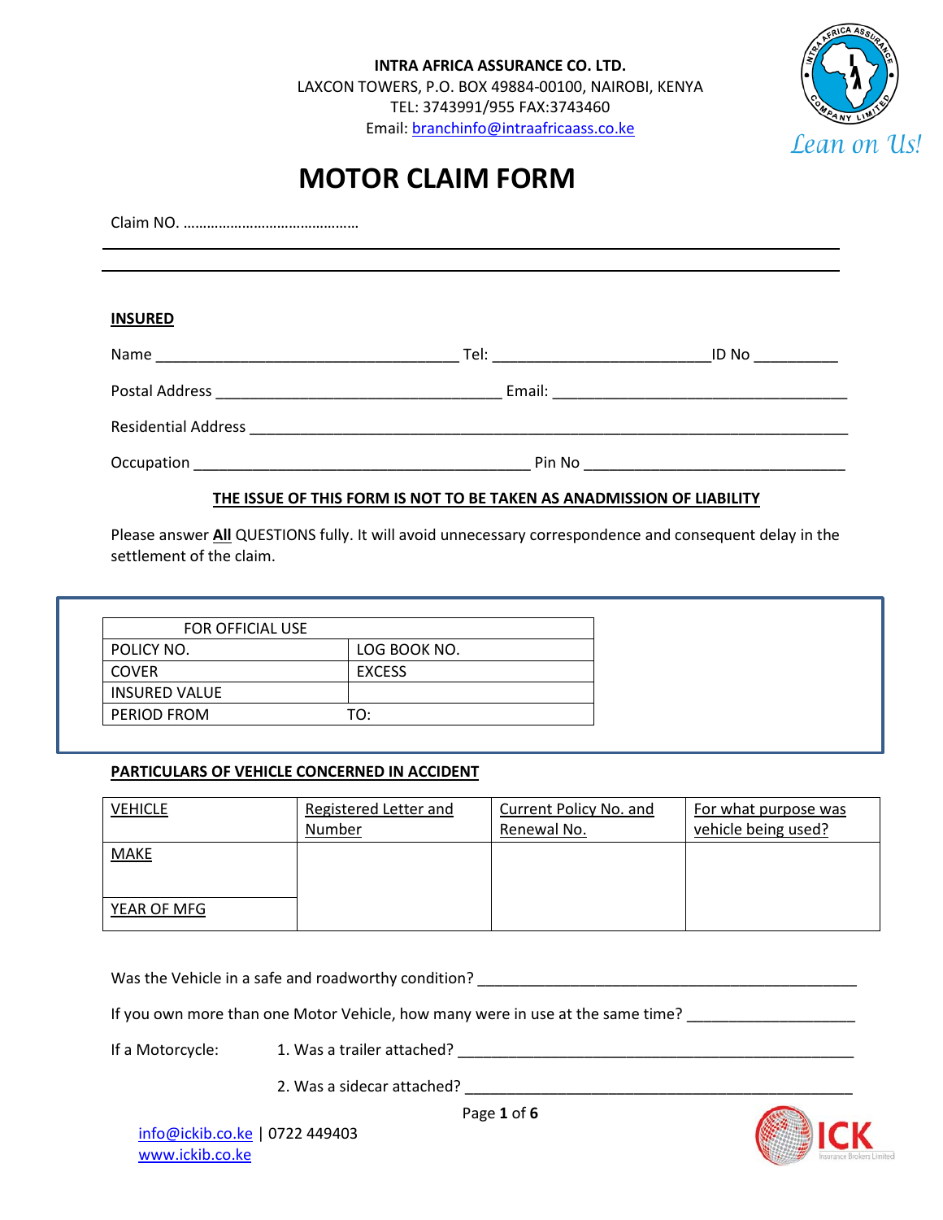**INTRA AFRICA ASSURANCE CO. LTD.**
LAXCON TOWERS, P.O. BOX 49884-00100, NAIROBI, KENYA
TEL: 3743991/955 FAX:3743460
Email: branchinfo@intraafricaass.co.ke

*Lean on Us!*

# MOTOR CLAIM FORM

Claim NO. ………………………………………

**INSURED**

Name ____________________________________ Tel: __________________________ID No __________

Postal Address __________________________________ Email: ___________________________________

Residential Address _______________________________________________________________________

Occupation ________________________________________ Pin No ______________________________

**THE ISSUE OF THIS FORM IS NOT TO BE TAKEN AS ANADMISSION OF LIABILITY**

Please answer **All** QUESTIONS fully. It will avoid unnecessary correspondence and consequent delay in the settlement of the claim.

| FOR OFFICIAL USE | |
|---|---|
| POLICY NO. | LOG BOOK NO. |
| COVER | EXCESS |
| INSURED VALUE | |
| PERIOD FROM | TO: |

**PARTICULARS OF VEHICLE CONCERNED IN ACCIDENT**

| VEHICLE | Registered Letter and Number | Current Policy No. and Renewal No. | For what purpose was vehicle being used? |
|---|---|---|---|
| MAKE | | | |
| YEAR OF MFG | | | |

Was the Vehicle in a safe and roadworthy condition? _____________________________________________

If you own more than one Motor Vehicle, how many were in use at the same time? ___________________

If a Motorcycle: 1. Was a trailer attached? ______________________________________________

2. Was a sidecar attached? ______________________________________________

info@ickib.co.ke | 0722 449403
www.ickib.co.ke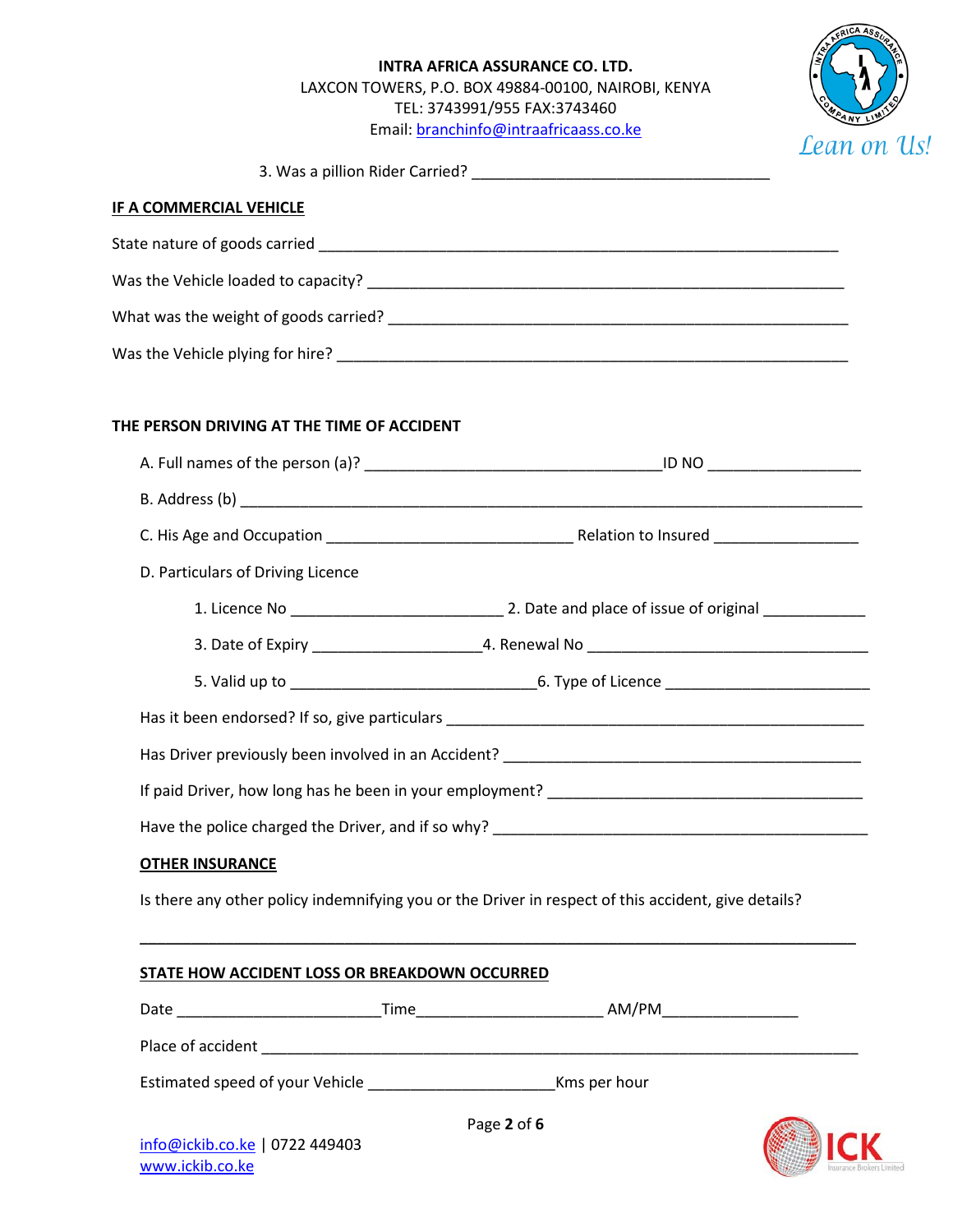3. Was a pillion Rider Carried? ___________________________________

**IF A COMMERCIAL VEHICLE**

State nature of goods carried _____________________________________________________________

Was the Vehicle loaded to capacity? ________________________________________________________

What was the weight of goods carried? ______________________________________________________

Was the Vehicle plying for hire? __________________________________________________________

**THE PERSON DRIVING AT THE TIME OF ACCIDENT**

A. Full names of the person (a)? ___________________________________ID NO _________________

B. Address (b) ________________________________________________________________________

C. His Age and Occupation ____________________________ Relation to Insured ________________

D. Particulars of Driving Licence

1. Licence No _________________________ 2. Date and place of issue of original ____________

3. Date of Expiry ____________________4. Renewal No ________________________________

5. Valid up to ____________________________6. Type of Licence _______________________

Has it been endorsed? If so, give particulars ________________________________________________

Has Driver previously been involved in an Accident? __________________________________________

If paid Driver, how long has he been in your employment? _____________________________________

Have the police charged the Driver, and if so why? ____________________________________________

**OTHER INSURANCE**

Is there any other policy indemnifying you or the Driver in respect of this accident, give details?

___________________________________________________________________________________

**STATE HOW ACCIDENT LOSS OR BREAKDOWN OCCURRED**

Date ________________________Time______________________ AM/PM________________

Place of accident _______________________________________________________________________

Estimated speed of your Vehicle ______________________Kms per hour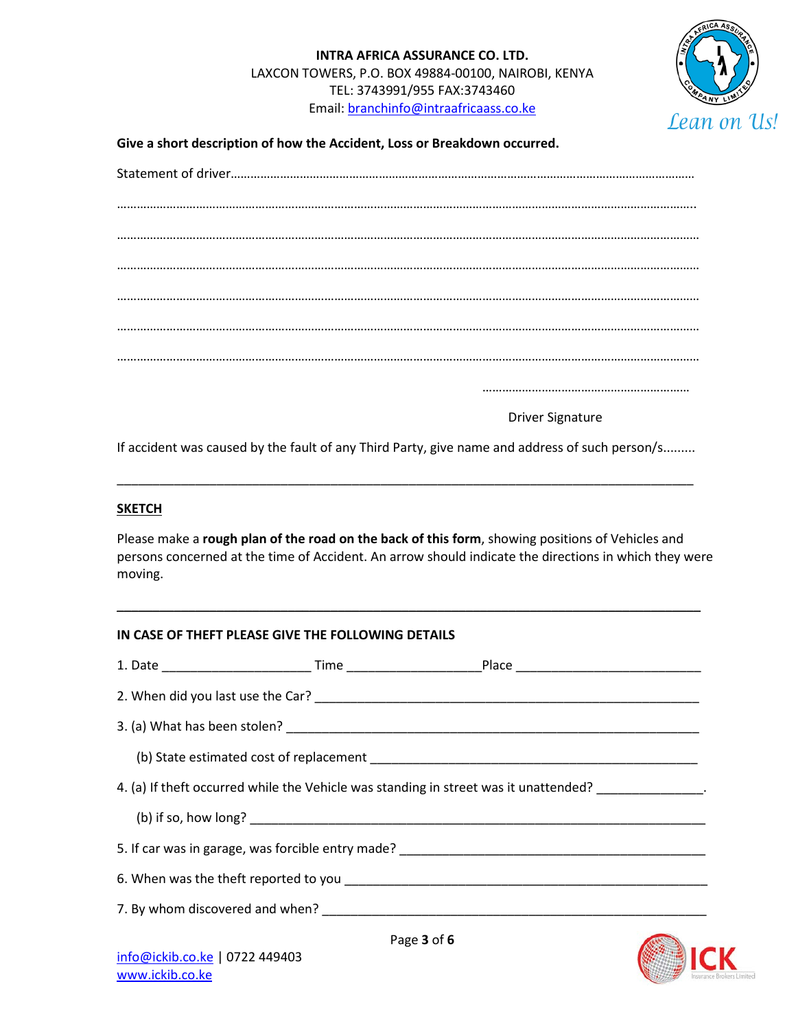**INTRA AFRICA ASSURANCE CO. LTD.**
LAXCON TOWERS, P.O. BOX 49884-00100, NAIROBI, KENYA
TEL: 3743991/955 FAX:3743460
Email: branchinfo@intraafricaass.co.ke

Lean on Us!

**Give a short description of how the Accident, Loss or Breakdown occurred.**

Statement of driver……………………………………………………………………………………………………………………………

……………………………………………………………………………………………………………………………………………………..

……………………………………………………………………………………………………………………………………………………

……………………………………………………………………………………………………………………………………………………

……………………………………………………………………………………………………………………………………………………

……………………………………………………………………………………………………………………………………………………

……………………………………………………………………………………………………………………………………………………

………………………………………………………

Driver Signature

If accident was caused by the fault of any Third Party, give name and address of such person/s.........

___________________________________________________________________________________

**SKETCH**

Please make a **rough plan of the road on the back of this form**, showing positions of Vehicles and persons concerned at the time of Accident. An arrow should indicate the directions in which they were moving.

---

**IN CASE OF THEFT PLEASE GIVE THE FOLLOWING DETAILS**

1. Date ____________________ Time __________________Place _________________________

2. When did you last use the Car? ______________________________________________________

3. (a) What has been stolen? _________________________________________________________

   (b) State estimated cost of replacement _____________________________________________

4. (a) If theft occurred while the Vehicle was standing in street was it unattended? ______________.

   (b) if so, how long? _______________________________________________________________

5. If car was in garage, was forcible entry made? ________________________________________

6. When was the theft reported to you ___________________________________________________

7. By whom discovered and when? ____________________________________________________

info@ickib.co.ke | 0722 449403
www.ickib.co.ke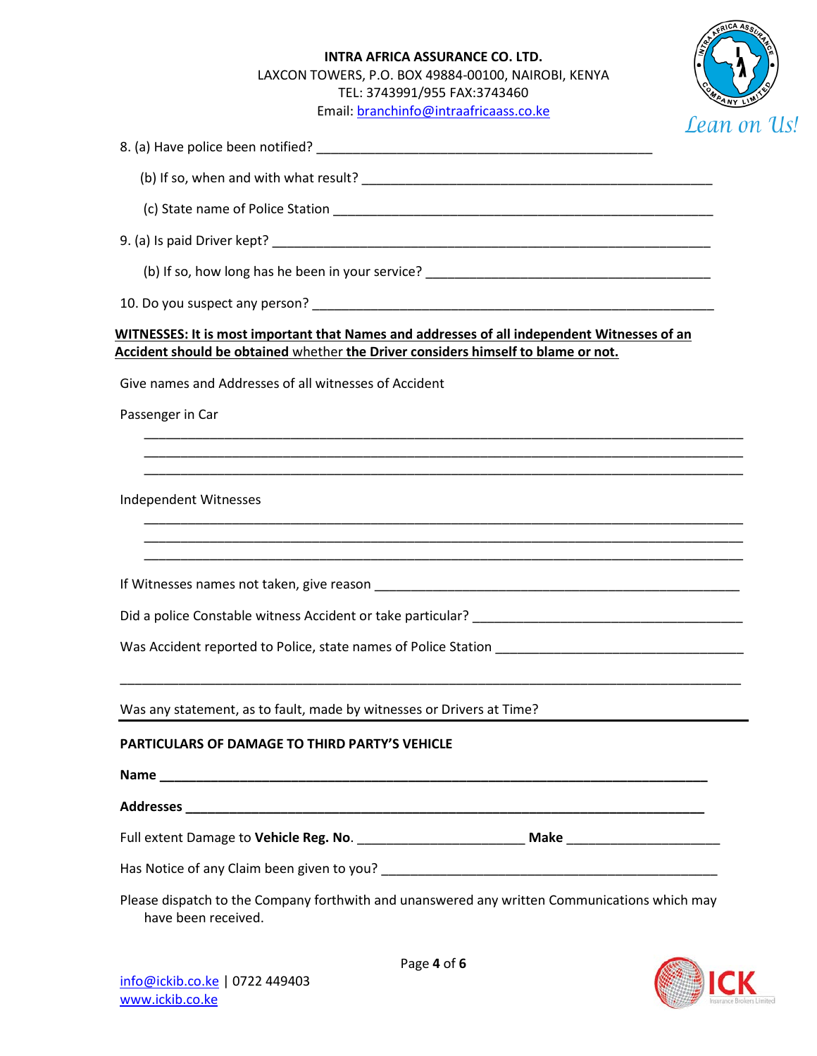8. (a) Have police been notified? ______________________________________________

   (b) If so, when and with what result? ________________________________________________

   (c) State name of Police Station ____________________________________________________

9. (a) Is paid Driver kept? ____________________________________________________________

   (b) If so, how long has he been in your service? ________________________________________

10. Do you suspect any person? _______________________________________________________

**WITNESSES: It is most important that Names and addresses of all independent Witnesses of an Accident should be obtained** whether **the Driver considers himself to blame or not.**

Give names and Addresses of all witnesses of Accident

Passenger in Car

_________________________________________________________________________________
_________________________________________________________________________________
_________________________________________________________________________________

Independent Witnesses

_________________________________________________________________________________
_________________________________________________________________________________
_________________________________________________________________________________

If Witnesses names not taken, give reason ____________________________________________________

Did a police Constable witness Accident or take particular? ____________________________________

Was Accident reported to Police, state names of Police Station __________________________________

_________________________________________________________________________________

Was any statement, as to fault, made by witnesses or Drivers at Time?

**PARTICULARS OF DAMAGE TO THIRD PARTY'S VEHICLE**

**Name** ___________________________________________________________________________

**Addresses** ________________________________________________________________________

Full extent Damage to **Vehicle Reg. No**. ______________________ **Make** ____________________

Has Notice of any Claim been given to you? _____________________________________________

Please dispatch to the Company forthwith and unanswered any written Communications which may have been received.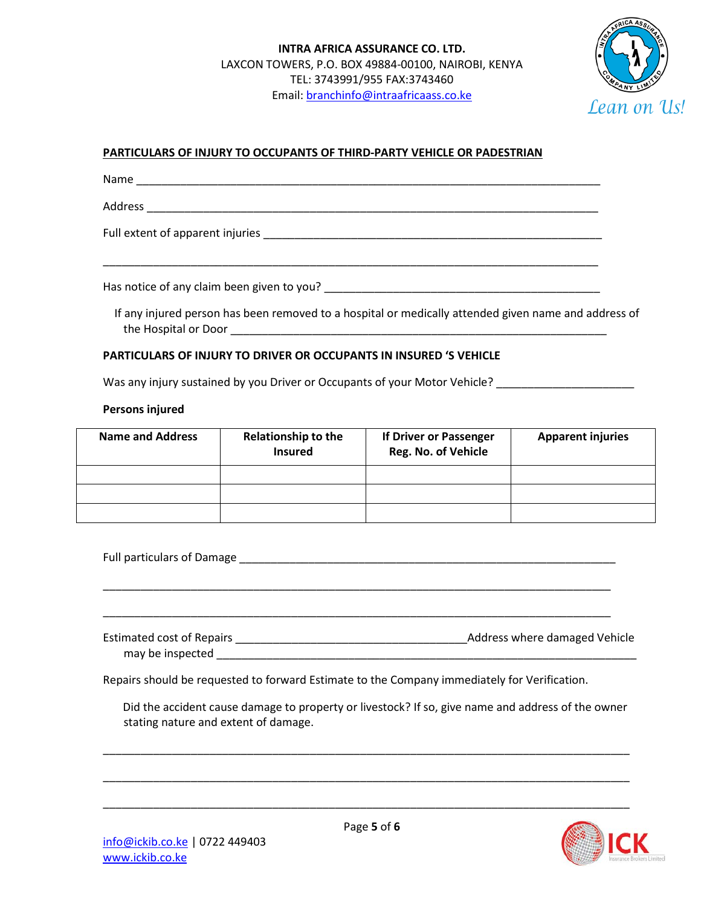**INTRA AFRICA ASSURANCE CO. LTD.**
LAXCON TOWERS, P.O. BOX 49884-00100, NAIROBI, KENYA
TEL: 3743991/955 FAX:3743460
Email: branchinfo@intraafricaass.co.ke

*Lean on Us!*

**PARTICULARS OF INJURY TO OCCUPANTS OF THIRD-PARTY VEHICLE OR PADESTRIAN**

Name ___________________________________________________________________________

Address _________________________________________________________________________

Full extent of apparent injuries ___________________________________________________

_______________________________________________________________________________

Has notice of any claim been given to you? __________________________________________

If any injured person has been removed to a hospital or medically attended given name and address of the Hospital or Door ____________________________________________________________

**PARTICULARS OF INJURY TO DRIVER OR OCCUPANTS IN INSURED 'S VEHICLE**

Was any injury sustained by you Driver or Occupants of your Motor Vehicle? ____________________

**Persons injured**

| Name and Address | Relationship to the Insured | If Driver or Passenger Reg. No. of Vehicle | Apparent injuries |
|---|---|---|---|
| | | | |
| | | | |
| | | | |

Full particulars of Damage _________________________________________________________

_______________________________________________________________________________

_______________________________________________________________________________

Estimated cost of Repairs ___________________________________Address where damaged Vehicle may be inspected ______________________________________________________________

Repairs should be requested to forward Estimate to the Company immediately for Verification.

Did the accident cause damage to property or livestock? If so, give name and address of the owner stating nature and extent of damage.

_______________________________________________________________________________

_______________________________________________________________________________

_______________________________________________________________________________

info@ickib.co.ke | 0722 449403
www.ickib.co.ke

ICK Insurance Brokers Limited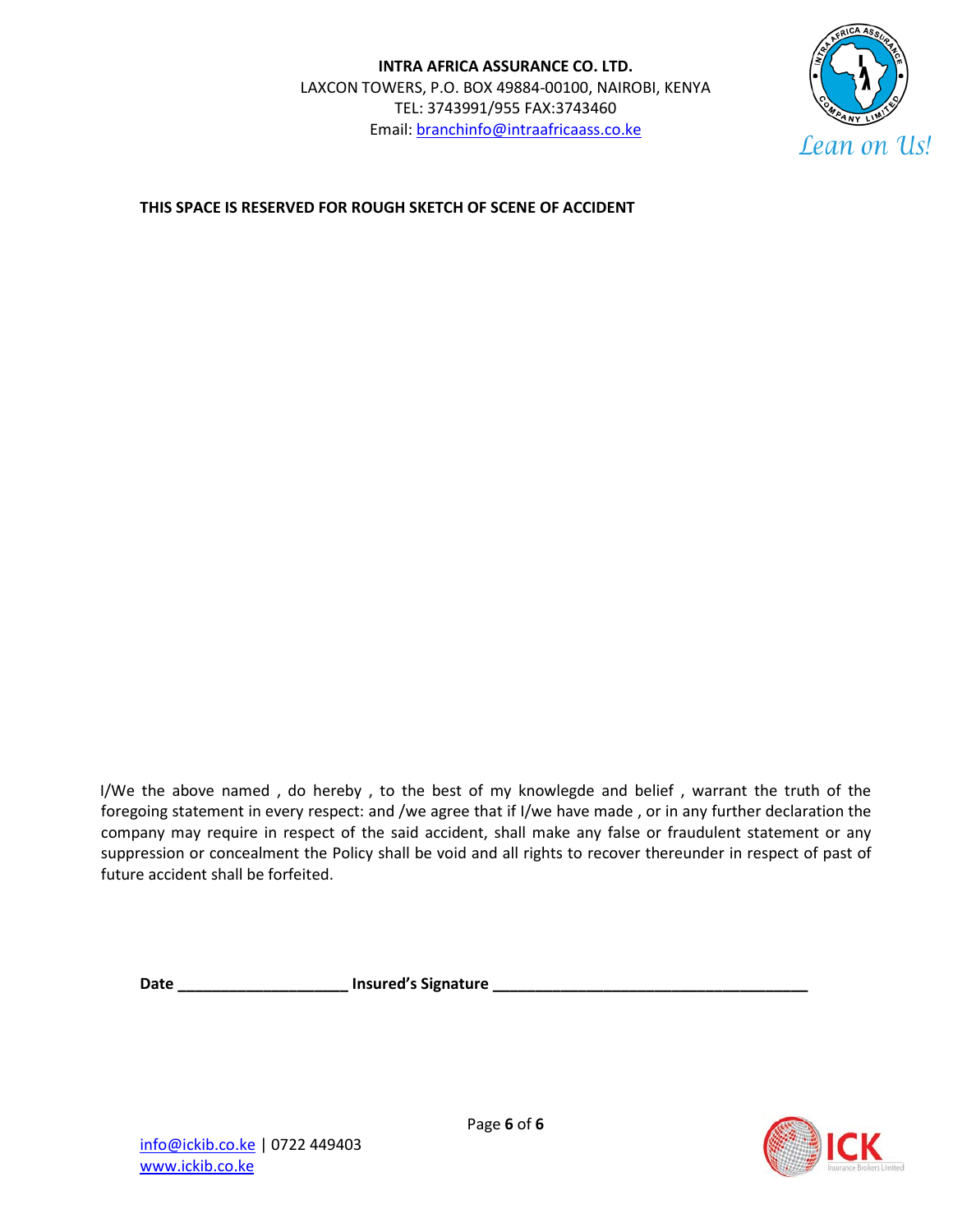**INTRA AFRICA ASSURANCE CO. LTD.**
LAXCON TOWERS, P.O. BOX 49884-00100, NAIROBI, KENYA
TEL: 3743991/955 FAX:3743460
Email: branchinfo@intraafricaass.co.ke

*Lean on Us!*

**THIS SPACE IS RESERVED FOR ROUGH SKETCH OF SCENE OF ACCIDENT**

I/We the above named , do hereby , to the best of my knowlegde and belief , warrant the truth of the foregoing statement in every respect: and /we agree that if I/we have made , or in any further declaration the company may require in respect of the said accident, shall make any false or fraudulent statement or any suppression or concealment the Policy shall be void and all rights to recover thereunder in respect of past of future accident shall be forfeited.

**Date \_\_\_\_\_\_\_\_\_\_\_\_\_\_\_\_\_\_\_\_ Insured's Signature \_\_\_\_\_\_\_\_\_\_\_\_\_\_\_\_\_\_\_\_\_\_\_\_\_\_\_\_\_\_\_\_\_\_\_\_\_\_**

info@ickib.co.ke | 0722 449403
www.ickib.co.ke

ICK Insurance Brokers Limited